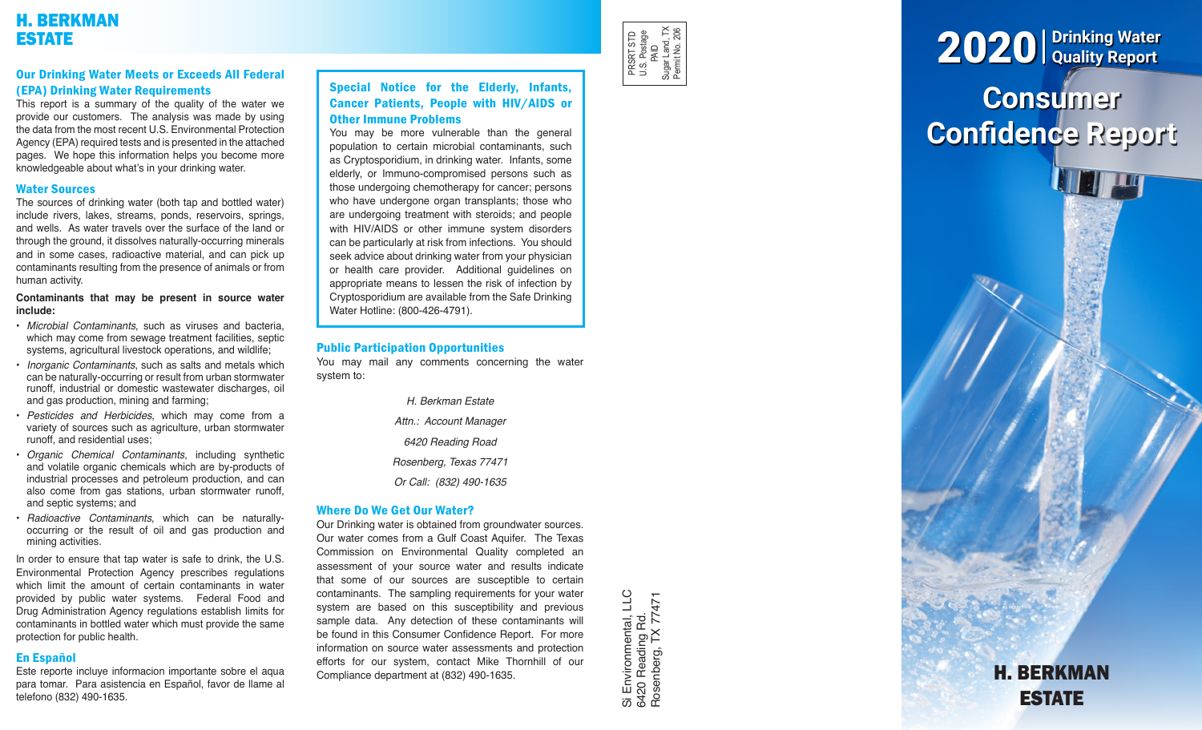# H. BERKMAN ESTATE

## Our Drinking Water Meets or Exceeds All Federal (EPA) Drinking Water Requirements

This report is a summary of the quality of the water we provide our customers. The analysis was made by using the data from the most recent U.S. Environmental Protection Agency (EPA) required tests and is presented in the attached pages. We hope this information helps you become more knowledgeable about what's in your drinking water.

## Water Sources

The sources of drinking water (both tap and bottled water) include rivers, lakes, streams, ponds, reservoirs, springs, and wells. As water travels over the surface of the land or through the ground, it dissolves naturally-occurring minerals and in some cases, radioactive material, and can pick up contaminants resulting from the presence of animals or from human activity.

**Contaminants that may be present in source water include:**

- *Microbial Contaminants*, such as viruses and bacteria, which may come from sewage treatment facilities, septic systems, agricultural livestock operations, and wildlife;
- *Inorganic Contaminants*, such as salts and metals which can be naturally-occurring or result from urban stormwater runoff, industrial or domestic wastewater discharges, oil and gas production, mining and farming;
- *Pesticides and Herbicides*, which may come from a variety of sources such as agriculture, urban stormwater runoff, and residential uses;
- *Organic Chemical Contaminants*, including synthetic and volatile organic chemicals which are by-products of industrial processes and petroleum production, and can also come from gas stations, urban stormwater runoff, and septic systems; and
- *Radioactive Contaminants*, which can be naturally-occurring or the result of oil and gas production and mining activities.

In order to ensure that tap water is safe to drink, the U.S. Environmental Protection Agency prescribes regulations which limit the amount of certain contaminants in water provided by public water systems. Federal Food and Drug Administration Agency regulations establish limits for contaminants in bottled water which must provide the same protection for public health.

## En Español

Este reporte incluye informacion importante sobre el aqua para tomar. Para asistencia en Español, favor de llame al telefono (832) 490-1635.

## Special Notice for the Elderly, Infants, Cancer Patients, People with HIV/AIDS or Other Immune Problems

You may be more vulnerable than the general population to certain microbial contaminants, such as Cryptosporidium, in drinking water. Infants, some elderly, or Immuno-compromised persons such as those undergoing chemotherapy for cancer; persons who have undergone organ transplants; those who are undergoing treatment with steroids; and people with HIV/AIDS or other immune system disorders can be particularly at risk from infections. You should seek advice about drinking water from your physician or health care provider. Additional guidelines on appropriate means to lessen the risk of infection by Cryptosporidium are available from the Safe Drinking Water Hotline: (800-426-4791).

## Public Participation Opportunities

You may mail any comments concerning the water system to:

*H. Berkman Estate*
*Attn.: Account Manager*
*6420 Reading Road*
*Rosenberg, Texas 77471*
*Or Call: (832) 490-1635*

## Where Do We Get Our Water?

Our Drinking water is obtained from groundwater sources. Our water comes from a Gulf Coast Aquifer. The Texas Commission on Environmental Quality completed an assessment of your source water and results indicate that some of our sources are susceptible to certain contaminants. The sampling requirements for your water system are based on this susceptibility and previous sample data. Any detection of these contaminants will be found in this Consumer Confidence Report. For more information on source water assessments and protection efforts for our system, contact Mike Thornhill of our Compliance department at (832) 490-1635.

PRSRT STD
U.S. Postage
PAID
Sugar Land, TX
Permit No. 206

Si Environmental, LLC
6420 Reading Rd.
Rosenberg, TX 77471

# 2020 | Drinking Water Quality Report

# Consumer Confidence Report

## H. BERKMAN ESTATE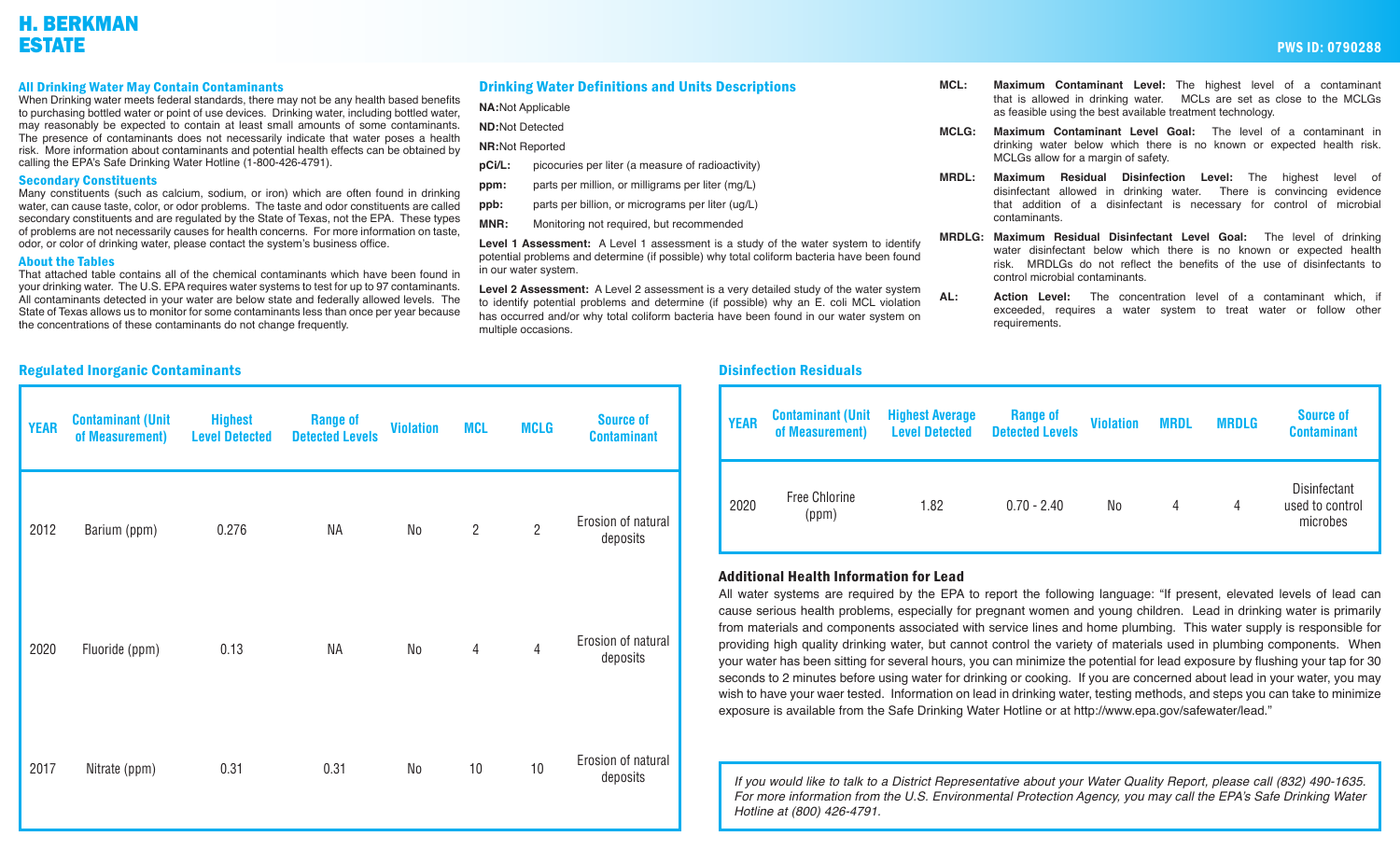# H. BERKMAN ESTATE

PWS ID: 0790288

### All Drinking Water May Contain Contaminants

When Drinking water meets federal standards, there may not be any health based benefits to purchasing bottled water or point of use devices. Drinking water, including bottled water, may reasonably be expected to contain at least small amounts of some contaminants. The presence of contaminants does not necessarily indicate that water poses a health risk. More information about contaminants and potential health effects can be obtained by calling the EPA's Safe Drinking Water Hotline (1-800-426-4791).

### Secondary Constituents

Many constituents (such as calcium, sodium, or iron) which are often found in drinking water, can cause taste, color, or odor problems. The taste and odor constituents are called secondary constituents and are regulated by the State of Texas, not the EPA. These types of problems are not necessarily causes for health concerns. For more information on taste, odor, or color of drinking water, please contact the system's business office.

### About the Tables

That attached table contains all of the chemical contaminants which have been found in your drinking water. The U.S. EPA requires water systems to test for up to 97 contaminants. All contaminants detected in your water are below state and federally allowed levels. The State of Texas allows us to monitor for some contaminants less than once per year because the concentrations of these contaminants do not change frequently.

### Drinking Water Definitions and Units Descriptions

**NA:** Not Applicable

**ND:** Not Detected

**NR:** Not Reported

**pCi/L:** picocuries per liter (a measure of radioactivity)

**ppm:** parts per million, or milligrams per liter (mg/L)

**ppb:** parts per billion, or micrograms per liter (ug/L)

**MNR:** Monitoring not required, but recommended

**Level 1 Assessment:** A Level 1 assessment is a study of the water system to identify potential problems and determine (if possible) why total coliform bacteria have been found in our water system.

**Level 2 Assessment:** A Level 2 assessment is a very detailed study of the water system to identify potential problems and determine (if possible) why an E. coli MCL violation has occurred and/or why total coliform bacteria have been found in our water system on multiple occasions.

**MCL:** **Maximum Contaminant Level:** The highest level of a contaminant that is allowed in drinking water. MCLs are set as close to the MCLGs as feasible using the best available treatment technology.

**MCLG:** **Maximum Contaminant Level Goal:** The level of a contaminant in drinking water below which there is no known or expected health risk. MCLGs allow for a margin of safety.

**MRDL:** **Maximum Residual Disinfection Level:** The highest level of disinfectant allowed in drinking water. There is convincing evidence that addition of a disinfectant is necessary for control of microbial contaminants.

**MRDLG:** **Maximum Residual Disinfectant Level Goal:** The level of drinking water disinfectant below which there is no known or expected health risk. MRDLGs do not reflect the benefits of the use of disinfectants to control microbial contaminants.

**AL:** **Action Level:** The concentration level of a contaminant which, if exceeded, requires a water system to treat water or follow other requirements.

### Regulated Inorganic Contaminants

| YEAR | Contaminant (Unit of Measurement) | Highest Level Detected | Range of Detected Levels | Violation | MCL | MCLG | Source of Contaminant |
|---|---|---|---|---|---|---|---|
| 2012 | Barium (ppm) | 0.276 | NA | No | 2 | 2 | Erosion of natural deposits |
| 2020 | Fluoride (ppm) | 0.13 | NA | No | 4 | 4 | Erosion of natural deposits |
| 2017 | Nitrate (ppm) | 0.31 | 0.31 | No | 10 | 10 | Erosion of natural deposits |

### Disinfection Residuals

| YEAR | Contaminant (Unit of Measurement) | Highest Average Level Detected | Range of Detected Levels | Violation | MRDL | MRDLG | Source of Contaminant |
|---|---|---|---|---|---|---|---|
| 2020 | Free Chlorine (ppm) | 1.82 | 0.70 - 2.40 | No | 4 | 4 | Disinfectant used to control microbes |

### Additional Health Information for Lead

All water systems are required by the EPA to report the following language: "If present, elevated levels of lead can cause serious health problems, especially for pregnant women and young children. Lead in drinking water is primarily from materials and components associated with service lines and home plumbing. This water supply is responsible for providing high quality drinking water, but cannot control the variety of materials used in plumbing components. When your water has been sitting for several hours, you can minimize the potential for lead exposure by flushing your tap for 30 seconds to 2 minutes before using water for drinking or cooking. If you are concerned about lead in your water, you may wish to have your waer tested. Information on lead in drinking water, testing methods, and steps you can take to minimize exposure is available from the Safe Drinking Water Hotline or at http://www.epa.gov/safewater/lead."

*If you would like to talk to a District Representative about your Water Quality Report, please call (832) 490-1635. For more information from the U.S. Environmental Protection Agency, you may call the EPA's Safe Drinking Water Hotline at (800) 426-4791.*